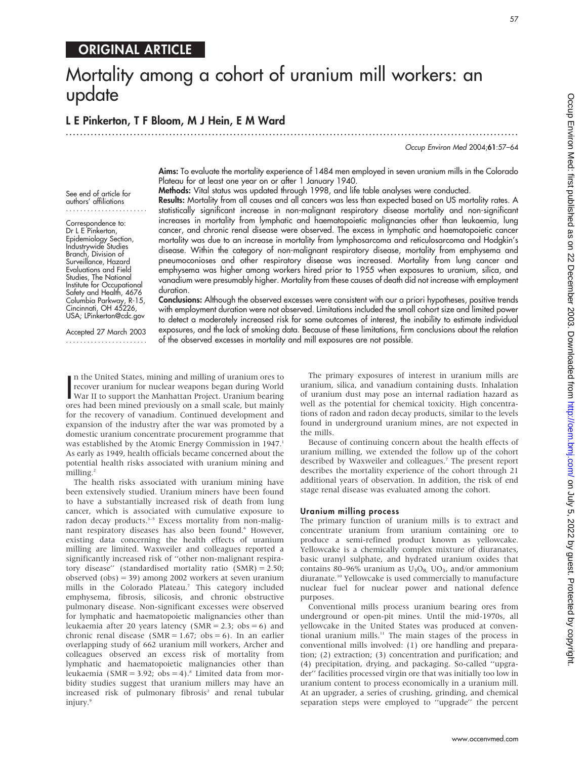ORIGINAL ARTICLE

# Mortality among a cohort of uranium mill workers: an update

**L E Pinkerton, T F Bloom, M J Hein, E M Ward**

See end of article for authors' affiliations

Correspondence to: Dr L E Pinkerton, Epidemiology Section, Industrywide Studies Branch, Division of Surveillance, Hazard Evaluations and Field Studies, The National Institute for Occupational Safety and Health, 4676 Columbia Parkway, R-15, Cincinnati, OH 45226, USA; LPinkerton@cdc.gov

Accepted 27 March 2003

**Aims:** To evaluate the mortality experience of 1484 men employed in seven uranium mills in the Colorado Plateau for at least one year on or after 1 January 1940.

**Methods:** Vital status was updated through 1998, and life table analyses were conducted.

**Results:** Mortality from all causes and all cancers was less than expected based on US mortality rates. A statistically significant increase in non-malignant respiratory disease mortality and non-significant increases in mortality from lymphatic and haematopoietic malignancies other than leukaemia, lung cancer, and chronic renal disease were observed. The excess in lymphatic and haematopoietic cancer mortality was due to an increase in mortality from lymphosarcoma and reticulosarcoma and Hodgkin's disease. Within the category of non-malignant respiratory disease, mortality from emphysema and pneumoconioses and other respiratory disease was increased. Mortality from lung cancer and emphysema was higher among workers hired prior to 1955 when exposures to uranium, silica, and vanadium were presumably higher. Mortality from these causes of death did not increase with employment duration.

**Conclusions:** Although the observed excesses were consistent with our a priori hypotheses, positive trends with employment duration were not observed. Limitations included the small cohort size and limited power to detect a moderately increased risk for some outcomes of interest, the inability to estimate individual exposures, and the lack of smoking data. Because of these limitations, firm conclusions about the relation of the observed excesses in mortality and mill exposures are not possible.

In the United States, mining and milling of uranium ores to recover uranium for nuclear weapons began during World War II to support the Manhattan Project. Uranium bearing ores had been mined previously on a small scale, but mainly for the recovery of vanadium. Continued development and expansion of the industry after the war was promoted by a domestic uranium concentrate procurement programme that was established by the Atomic Energy Commission in 1947.[1] As early as 1949, health officials became concerned about the potential health risks associated with uranium mining and milling.[2]

The health risks associated with uranium mining have been extensively studied. Uranium miners have been found to have a substantially increased risk of death from lung cancer, which is associated with cumulative exposure to radon decay products.[3–5] Excess mortality from non-malignant respiratory diseases has also been found.[6] However, existing data concerning the health effects of uranium milling are limited. Waxweiler and colleagues reported a significantly increased risk of "other non-malignant respiratory disease" (standardised mortality ratio (SMR) = 2.50; observed (obs) = 39) among 2002 workers at seven uranium mills in the Colorado Plateau.[7] This category included emphysema, fibrosis, silicosis, and chronic obstructive pulmonary disease. Non-significant excesses were observed for lymphatic and haematopoietic malignancies other than leukaemia after 20 years latency (SMR = 2.3; obs = 6) and chronic renal disease (SMR = 1.67; obs = 6). In an earlier overlapping study of 662 uranium mill workers, Archer and colleagues observed an excess risk of mortality from lymphatic and haematopoietic malignancies other than leukaemia (SMR = 3.92; obs = 4).[8] Limited data from morbidity studies suggest that uranium millers may have an increased risk of pulmonary fibrosis[2] and renal tubular injury.[9]

The primary exposures of interest in uranium mills are uranium, silica, and vanadium containing dusts. Inhalation of uranium dust may pose an internal radiation hazard as well as the potential for chemical toxicity. High concentrations of radon and radon decay products, similar to the levels found in underground uranium mines, are not expected in the mills.

Because of continuing concern about the health effects of uranium milling, we extended the follow up of the cohort described by Waxweiler and colleagues.[7] The present report describes the mortality experience of the cohort through 21 additional years of observation. In addition, the risk of end stage renal disease was evaluated among the cohort.

### Uranium milling process

The primary function of uranium mills is to extract and concentrate uranium from uranium containing ore to produce a semi-refined product known as yellowcake. Yellowcake is a chemically complex mixture of diuranates, basic uranyl sulphate, and hydrated uranium oxides that contains 80–96% uranium as $U_3O_8$, $UO_3$, and/or ammonium diuranate.[10] Yellowcake is used commercially to manufacture nuclear fuel for nuclear power and national defence purposes.

Conventional mills process uranium bearing ores from underground or open-pit mines. Until the mid-1970s, all yellowcake in the United States was produced at conventional uranium mills.[11] The main stages of the process in conventional mills involved: (1) ore handling and preparation; (2) extraction; (3) concentration and purification; and (4) precipitation, drying, and packaging. So-called "upgrader" facilities processed virgin ore that was initially too low in uranium content to process economically in a uranium mill. At an upgrader, a series of crushing, grinding, and chemical separation steps were employed to "upgrade" the percent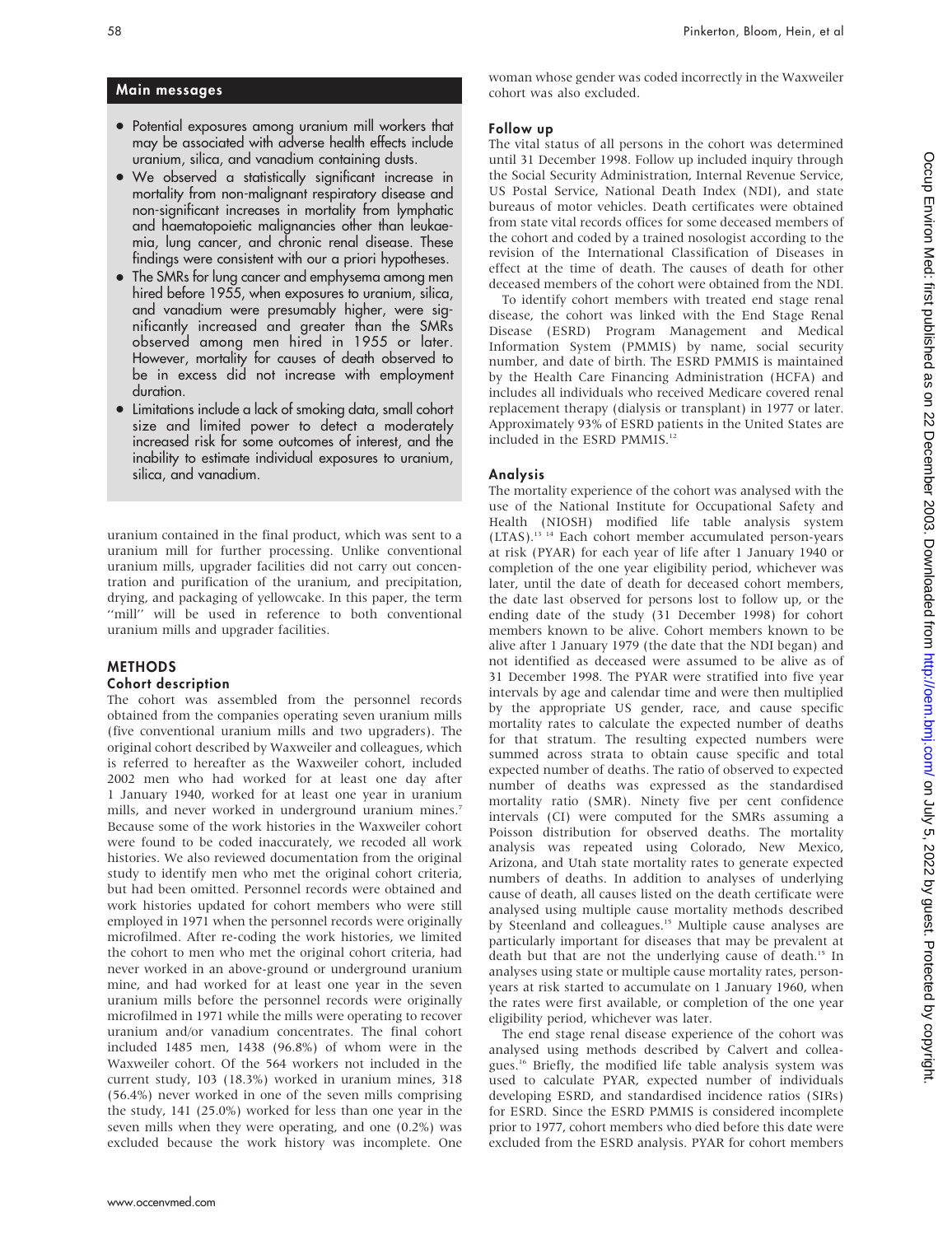## Main messages

- Potential exposures among uranium mill workers that may be associated with adverse health effects include uranium, silica, and vanadium containing dusts.
- We observed a statistically significant increase in mortality from non-malignant respiratory disease and non-significant increases in mortality from lymphatic and haematopoietic malignancies other than leukaemia, lung cancer, and chronic renal disease. These findings were consistent with our a priori hypotheses.
- The SMRs for lung cancer and emphysema among men hired before 1955, when exposures to uranium, silica, and vanadium were presumably higher, were significantly increased and greater than the SMRs observed among men hired in 1955 or later. However, mortality for causes of death observed to be in excess did not increase with employment duration.
- Limitations include a lack of smoking data, small cohort size and limited power to detect a moderately increased risk for some outcomes of interest, and the inability to estimate individual exposures to uranium, silica, and vanadium.

uranium contained in the final product, which was sent to a uranium mill for further processing. Unlike conventional uranium mills, upgrader facilities did not carry out concentration and purification of the uranium, and precipitation, drying, and packaging of yellowcake. In this paper, the term "mill" will be used in reference to both conventional uranium mills and upgrader facilities.

## METHODS

### Cohort description

The cohort was assembled from the personnel records obtained from the companies operating seven uranium mills (five conventional uranium mills and two upgraders). The original cohort described by Waxweiler and colleagues, which is referred to hereafter as the Waxweiler cohort, included 2002 men who had worked for at least one day after 1 January 1940, worked for at least one year in uranium mills, and never worked in underground uranium mines.[7] Because some of the work histories in the Waxweiler cohort were found to be coded inaccurately, we recoded all work histories. We also reviewed documentation from the original study to identify men who met the original cohort criteria, but had been omitted. Personnel records were obtained and work histories updated for cohort members who were still employed in 1971 when the personnel records were originally microfilmed. After re-coding the work histories, we limited the cohort to men who met the original cohort criteria, had never worked in an above-ground or underground uranium mine, and had worked for at least one year in the seven uranium mills before the personnel records were originally microfilmed in 1971 while the mills were operating to recover uranium and/or vanadium concentrates. The final cohort included 1485 men, 1438 (96.8%) of whom were in the Waxweiler cohort. Of the 564 workers not included in the current study, 103 (18.3%) worked in uranium mines, 318 (56.4%) never worked in one of the seven mills comprising the study, 141 (25.0%) worked for less than one year in the seven mills when they were operating, and one (0.2%) was excluded because the work history was incomplete. One woman whose gender was coded incorrectly in the Waxweiler cohort was also excluded.

### Follow up

The vital status of all persons in the cohort was determined until 31 December 1998. Follow up included inquiry through the Social Security Administration, Internal Revenue Service, US Postal Service, National Death Index (NDI), and state bureaus of motor vehicles. Death certificates were obtained from state vital records offices for some deceased members of the cohort and coded by a trained nosologist according to the revision of the International Classification of Diseases in effect at the time of death. The causes of death for other deceased members of the cohort were obtained from the NDI.

To identify cohort members with treated end stage renal disease, the cohort was linked with the End Stage Renal Disease (ESRD) Program Management and Medical Information System (PMMIS) by name, social security number, and date of birth. The ESRD PMMIS is maintained by the Health Care Financing Administration (HCFA) and includes all individuals who received Medicare covered renal replacement therapy (dialysis or transplant) in 1977 or later. Approximately 93% of ESRD patients in the United States are included in the ESRD PMMIS.[12]

### Analysis

The mortality experience of the cohort was analysed with the use of the National Institute for Occupational Safety and Health (NIOSH) modified life table analysis system (LTAS).[13,14] Each cohort member accumulated person-years at risk (PYAR) for each year of life after 1 January 1940 or completion of the one year eligibility period, whichever was later, until the date of death for deceased cohort members, the date last observed for persons lost to follow up, or the ending date of the study (31 December 1998) for cohort members known to be alive. Cohort members known to be alive after 1 January 1979 (the date that the NDI began) and not identified as deceased were assumed to be alive as of 31 December 1998. The PYAR were stratified into five year intervals by age and calendar time and were then multiplied by the appropriate US gender, race, and cause specific mortality rates to calculate the expected number of deaths for that stratum. The resulting expected numbers were summed across strata to obtain cause specific and total expected number of deaths. The ratio of observed to expected number of deaths was expressed as the standardised mortality ratio (SMR). Ninety five per cent confidence intervals (CI) were computed for the SMRs assuming a Poisson distribution for observed deaths. The mortality analysis was repeated using Colorado, New Mexico, Arizona, and Utah state mortality rates to generate expected numbers of deaths. In addition to analyses of underlying cause of death, all causes listed on the death certificate were analysed using multiple cause mortality methods described by Steenland and colleagues.[15] Multiple cause analyses are particularly important for diseases that may be prevalent at death but that are not the underlying cause of death.[15] In analyses using state or multiple cause mortality rates, person-years at risk started to accumulate on 1 January 1960, when the rates were first available, or completion of the one year eligibility period, whichever was later.

The end stage renal disease experience of the cohort was analysed using methods described by Calvert and colleagues.[16] Briefly, the modified life table analysis system was used to calculate PYAR, expected number of individuals developing ESRD, and standardised incidence ratios (SIRs) for ESRD. Since the ESRD PMMIS is considered incomplete prior to 1977, cohort members who died before this date were excluded from the ESRD analysis. PYAR for cohort members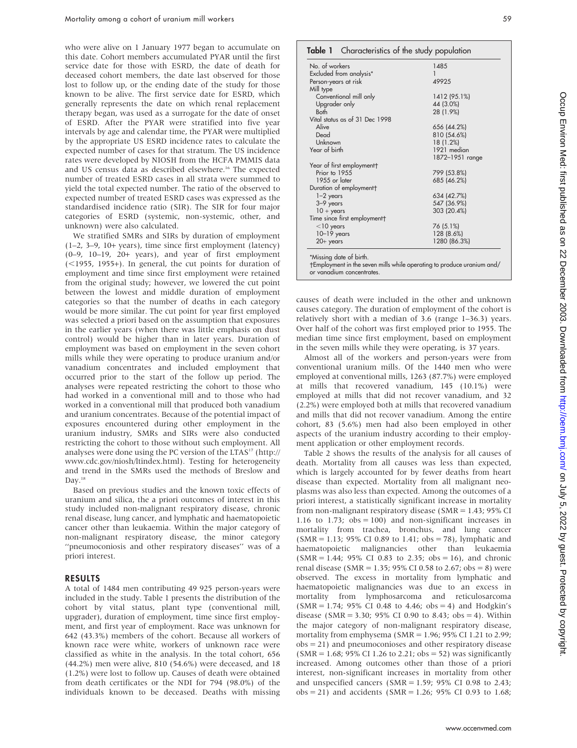who were alive on 1 January 1977 began to accumulate on this date. Cohort members accumulated PYAR until the first service date for those with ESRD, the date of death for deceased cohort members, the date last observed for those lost to follow up, or the ending date of the study for those known to be alive. The first service date for ESRD, which generally represents the date on which renal replacement therapy began, was used as a surrogate for the date of onset of ESRD. After the PYAR were stratified into five year intervals by age and calendar time, the PYAR were multiplied by the appropriate US ESRD incidence rates to calculate the expected number of cases for that stratum. The US incidence rates were developed by NIOSH from the HCFA PMMIS data and US census data as described elsewhere.[16] The expected number of treated ESRD cases in all strata were summed to yield the total expected number. The ratio of the observed to expected number of treated ESRD cases was expressed as the standardised incidence ratio (SIR). The SIR for four major categories of ESRD (systemic, non-systemic, other, and unknown) were also calculated.

We stratified SMRs and SIRs by duration of employment (1–2, 3–9, 10+ years), time since first employment (latency) (0–9, 10–19, 20+ years), and year of first employment (<1955, 1955+). In general, the cut points for duration of employment and time since first employment were retained from the original study; however, we lowered the cut point between the lowest and middle duration of employment categories so that the number of deaths in each category would be more similar. The cut point for year first employed was selected a priori based on the assumption that exposures in the earlier years (when there was little emphasis on dust control) would be higher than in later years. Duration of employment was based on employment in the seven cohort mills while they were operating to produce uranium and/or vanadium concentrates and included employment that occurred prior to the start of the follow up period. The analyses were repeated restricting the cohort to those who had worked in a conventional mill and to those who had worked in a conventional mill that produced both vanadium and uranium concentrates. Because of the potential impact of exposures encountered during other employment in the uranium industry, SMRs and SIRs were also conducted restricting the cohort to those without such employment. All analyses were done using the PC version of the LTAS[17] (http://www.cdc.gov/niosh/ltindex.html). Testing for heterogeneity and trend in the SMRs used the methods of Breslow and Day.[18]

Based on previous studies and the known toxic effects of uranium and silica, the a priori outcomes of interest in this study included non-malignant respiratory disease, chronic renal disease, lung cancer, and lymphatic and haematopoietic cancer other than leukaemia. Within the major category of non-malignant respiratory disease, the minor category "pneumoconiosis and other respiratory diseases" was of a priori interest.

## RESULTS

A total of 1484 men contributing 49 925 person-years were included in the study. Table 1 presents the distribution of the cohort by vital status, plant type (conventional mill, upgrader), duration of employment, time since first employment, and first year of employment. Race was unknown for 642 (43.3%) members of the cohort. Because all workers of known race were white, workers of unknown race were classified as white in the analysis. In the total cohort, 656 (44.2%) men were alive, 810 (54.6%) were deceased, and 18 (1.2%) were lost to follow up. Causes of death were obtained from death certificates or the NDI for 794 (98.0%) of the individuals known to be deceased. Deaths with missing causes of death were included in the other and unknown causes category. The duration of employment of the cohort is relatively short with a median of 3.6 (range 1–36.3) years. Over half of the cohort was first employed prior to 1955. The median time since first employment, based on employment in the seven mills while they were operating, is 37 years.

**Table 1** Characteristics of the study population

| | |
|---|---|
| No. of workers | 1485 |
| Excluded from analysis* | 1 |
| Person-years at risk | 49925 |
| Mill type | |
| Conventional mill only | 1412 (95.1%) |
| Upgrader only | 44 (3.0%) |
| Both | 28 (1.9%) |
| Vital status as of 31 Dec 1998 | |
| Alive | 656 (44.2%) |
| Dead | 810 (54.6%) |
| Unknown | 18 (1.2%) |
| Year of birth | 1921 median |
| | 1872–1951 range |
| Year of first employment† | |
| Prior to 1955 | 799 (53.8%) |
| 1955 or later | 685 (46.2%) |
| Duration of employment† | |
| 1–2 years | 634 (42.7%) |
| 3–9 years | 547 (36.9%) |
| 10+ years | 303 (20.4%) |
| Time since first employment† | |
| <10 years | 76 (5.1%) |
| 10–19 years | 128 (8.6%) |
| 20+ years | 1280 (86.3%) |

*Missing date of birth.
†Employment in the seven mills while operating to produce uranium and/or vanadium concentrates.

Almost all of the workers and person-years were from conventional uranium mills. Of the 1440 men who were employed at conventional mills, 1263 (87.7%) were employed at mills that recovered vanadium, 145 (10.1%) were employed at mills that did not recover vanadium, and 32 (2.2%) were employed both at mills that recovered vanadium and mills that did not recover vanadium. Among the entire cohort, 83 (5.6%) men had also been employed in other aspects of the uranium industry according to their employment application or other employment records.

Table 2 shows the results of the analysis for all causes of death. Mortality from all causes was less than expected, which is largely accounted for by fewer deaths from heart disease than expected. Mortality from all malignant neoplasms was also less than expected. Among the outcomes of a priori interest, a statistically significant increase in mortality from non-malignant respiratory disease (SMR = 1.43; 95% CI 1.16 to 1.73; obs = 100) and non-significant increases in mortality from trachea, bronchus, and lung cancer (SMR = 1.13; 95% CI 0.89 to 1.41; obs = 78), lymphatic and haematopoietic malignancies other than leukaemia (SMR = 1.44; 95% CI 0.83 to 2.35; obs = 16), and chronic renal disease (SMR = 1.35; 95% CI 0.58 to 2.67; obs = 8) were observed. The excess in mortality from lymphatic and haematopoietic malignancies was due to an excess in mortality from lymphosarcoma and reticulosarcoma (SMR = 1.74; 95% CI 0.48 to 4.46; obs = 4) and Hodgkin's disease (SMR = 3.30; 95% CI 0.90 to 8.43; obs = 4). Within the major category of non-malignant respiratory disease, mortality from emphysema (SMR = 1.96; 95% CI 1.21 to 2.99; obs = 21) and pneumoconioses and other respiratory disease (SMR = 1.68; 95% CI 1.26 to 2.21; obs = 52) was significantly increased. Among outcomes other than those of a priori interest, non-significant increases in mortality from other and unspecified cancers (SMR = 1.59; 95% CI 0.98 to 2.43; obs = 21) and accidents (SMR = 1.26; 95% CI 0.93 to 1.68;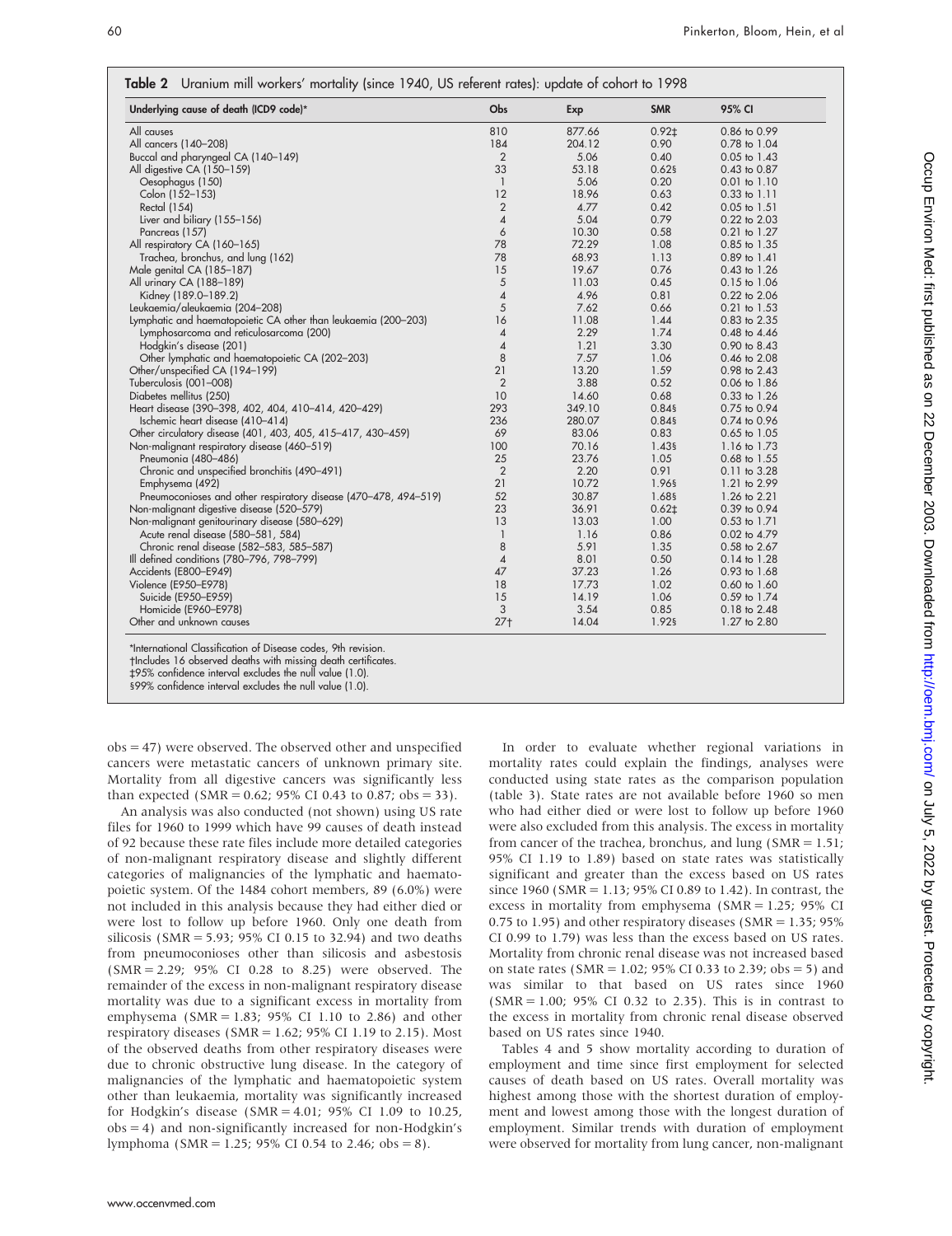**Table 2** Uranium mill workers' mortality (since 1940, US referent rates): update of cohort to 1998

| Underlying cause of death (ICD9 code)* | Obs | Exp | SMR | 95% CI |
|---|---|---|---|---|
| All causes | 810 | 877.66 | 0.92‡ | 0.86 to 0.99 |
| All cancers (140–208) | 184 | 204.12 | 0.90 | 0.78 to 1.04 |
| Buccal and pharyngeal CA (140–149) | 2 | 5.06 | 0.40 | 0.05 to 1.43 |
| All digestive CA (150–159) | 33 | 53.18 | 0.62§ | 0.43 to 0.87 |
| Oesophagus (150) | 1 | 5.06 | 0.20 | 0.01 to 1.10 |
| Colon (152–153) | 12 | 18.96 | 0.63 | 0.33 to 1.11 |
| Rectal (154) | 2 | 4.77 | 0.42 | 0.05 to 1.51 |
| Liver and biliary (155–156) | 4 | 5.04 | 0.79 | 0.22 to 2.03 |
| Pancreas (157) | 6 | 10.30 | 0.58 | 0.21 to 1.27 |
| All respiratory CA (160–165) | 78 | 72.29 | 1.08 | 0.85 to 1.35 |
| Trachea, bronchus, and lung (162) | 78 | 68.93 | 1.13 | 0.89 to 1.41 |
| Male genital CA (185–187) | 15 | 19.67 | 0.76 | 0.43 to 1.26 |
| All urinary CA (188–189) | 5 | 11.03 | 0.45 | 0.15 to 1.06 |
| Kidney (189.0–189.2) | 4 | 4.96 | 0.81 | 0.22 to 2.06 |
| Leukaemia/aleukaemia (204–208) | 5 | 7.62 | 0.66 | 0.21 to 1.53 |
| Lymphatic and haematopoietic CA other than leukaemia (200–203) | 16 | 11.08 | 1.44 | 0.83 to 2.35 |
| Lymphosarcoma and reticulosarcoma (200) | 4 | 2.29 | 1.74 | 0.48 to 4.46 |
| Hodgkin's disease (201) | 4 | 1.21 | 3.30 | 0.90 to 8.43 |
| Other lymphatic and haematopoietic CA (202–203) | 8 | 7.57 | 1.06 | 0.46 to 2.08 |
| Other/unspecified CA (194–199) | 21 | 13.20 | 1.59 | 0.98 to 2.43 |
| Tuberculosis (001–008) | 2 | 3.88 | 0.52 | 0.06 to 1.86 |
| Diabetes mellitus (250) | 10 | 14.60 | 0.68 | 0.33 to 1.26 |
| Heart disease (390–398, 402, 404, 410–414, 420–429) | 293 | 349.10 | 0.84§ | 0.75 to 0.94 |
| Ischemic heart disease (410–414) | 236 | 280.07 | 0.84§ | 0.74 to 0.96 |
| Other circulatory disease (401, 403, 405, 415–417, 430–459) | 69 | 83.06 | 0.83 | 0.65 to 1.05 |
| Non-malignant respiratory disease (460–519) | 100 | 70.16 | 1.43§ | 1.16 to 1.73 |
| Pneumonia (480–486) | 25 | 23.76 | 1.05 | 0.68 to 1.55 |
| Chronic and unspecified bronchitis (490–491) | 2 | 2.20 | 0.91 | 0.11 to 3.28 |
| Emphysema (492) | 21 | 10.72 | 1.96§ | 1.21 to 2.99 |
| Pneumoconioses and other respiratory disease (470–478, 494–519) | 52 | 30.87 | 1.68§ | 1.26 to 2.21 |
| Non-malignant digestive disease (520–579) | 23 | 36.91 | 0.62‡ | 0.39 to 0.94 |
| Non-malignant genitourinary disease (580–629) | 13 | 13.03 | 1.00 | 0.53 to 1.71 |
| Acute renal disease (580–581, 584) | 1 | 1.16 | 0.86 | 0.02 to 4.79 |
| Chronic renal disease (582–583, 585–587) | 8 | 5.91 | 1.35 | 0.58 to 2.67 |
| Ill defined conditions (780–796, 798–799) | 4 | 8.01 | 0.50 | 0.14 to 1.28 |
| Accidents (E800–E949) | 47 | 37.23 | 1.26 | 0.93 to 1.68 |
| Violence (E950–E978) | 18 | 17.73 | 1.02 | 0.60 to 1.60 |
| Suicide (E950–E959) | 15 | 14.19 | 1.06 | 0.59 to 1.74 |
| Homicide (E960–E978) | 3 | 3.54 | 0.85 | 0.18 to 2.48 |
| Other and unknown causes | 27† | 14.04 | 1.92§ | 1.27 to 2.80 |

*International Classification of Disease codes, 9th revision.
†Includes 16 observed deaths with missing death certificates.
‡95% confidence interval excludes the null value (1.0).
§99% confidence interval excludes the null value (1.0).

obs = 47) were observed. The observed other and unspecified cancers were metastatic cancers of unknown primary site. Mortality from all digestive cancers was significantly less than expected (SMR = 0.62; 95% CI 0.43 to 0.87; obs = 33).

An analysis was also conducted (not shown) using US rate files for 1960 to 1999 which have 99 causes of death instead of 92 because these rate files include more detailed categories of non-malignant respiratory disease and slightly different categories of malignancies of the lymphatic and haematopoietic system. Of the 1484 cohort members, 89 (6.0%) were not included in this analysis because they had either died or were lost to follow up before 1960. Only one death from silicosis (SMR = 5.93; 95% CI 0.15 to 32.94) and two deaths from pneumoconioses other than silicosis and asbestosis (SMR = 2.29; 95% CI 0.28 to 8.25) were observed. The remainder of the excess in non-malignant respiratory disease mortality was due to a significant excess in mortality from emphysema (SMR = 1.83; 95% CI 1.10 to 2.86) and other respiratory diseases (SMR = 1.62; 95% CI 1.19 to 2.15). Most of the observed deaths from other respiratory diseases were due to chronic obstructive lung disease. In the category of malignancies of the lymphatic and haematopoietic system other than leukaemia, mortality was significantly increased for Hodgkin's disease (SMR = 4.01; 95% CI 1.09 to 10.25, obs = 4) and non-significantly increased for non-Hodgkin's lymphoma (SMR = 1.25; 95% CI 0.54 to 2.46; obs = 8).

In order to evaluate whether regional variations in mortality rates could explain the findings, analyses were conducted using state rates as the comparison population (table 3). State rates are not available before 1960 so men who had either died or were lost to follow up before 1960 were also excluded from this analysis. The excess in mortality from cancer of the trachea, bronchus, and lung (SMR = 1.51; 95% CI 1.19 to 1.89) based on state rates was statistically significant and greater than the excess based on US rates since 1960 (SMR = 1.13; 95% CI 0.89 to 1.42). In contrast, the excess in mortality from emphysema (SMR = 1.25; 95% CI 0.75 to 1.95) and other respiratory diseases (SMR = 1.35; 95% CI 0.99 to 1.79) was less than the excess based on US rates. Mortality from chronic renal disease was not increased based on state rates (SMR = 1.02; 95% CI 0.33 to 2.39; obs = 5) and was similar to that based on US rates since 1960 (SMR = 1.00; 95% CI 0.32 to 2.35). This is in contrast to the excess in mortality from chronic renal disease observed based on US rates since 1940.

Tables 4 and 5 show mortality according to duration of employment and time since first employment for selected causes of death based on US rates. Overall mortality was highest among those with the shortest duration of employment and lowest among those with the longest duration of employment. Similar trends with duration of employment were observed for mortality from lung cancer, non-malignant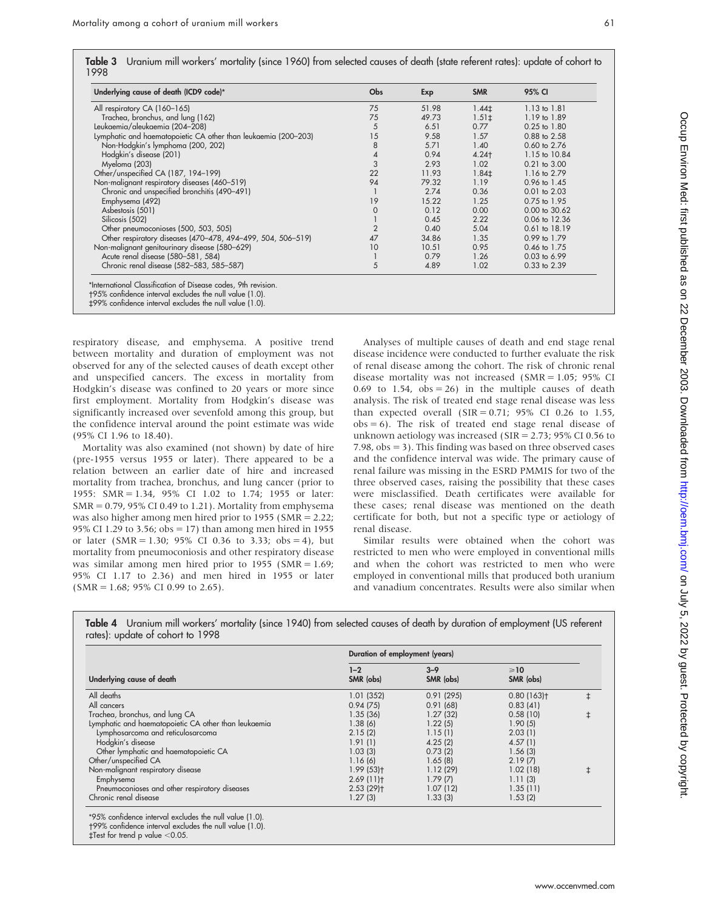**Table 3** Uranium mill workers' mortality (since 1960) from selected causes of death (state referent rates): update of cohort to 1998

| Underlying cause of death (ICD9 code)* | Obs | Exp | SMR | 95% CI |
|---|---|---|---|---|
| All respiratory CA (160–165) | 75 | 51.98 | 1.44‡ | 1.13 to 1.81 |
| Trachea, bronchus, and lung (162) | 75 | 49.73 | 1.51‡ | 1.19 to 1.89 |
| Leukaemia/aleukaemia (204–208) | 5 | 6.51 | 0.77 | 0.25 to 1.80 |
| Lymphatic and haematopoietic CA other than leukaemia (200–203) | 15 | 9.58 | 1.57 | 0.88 to 2.58 |
| Non-Hodgkin's lymphoma (200, 202) | 8 | 5.71 | 1.40 | 0.60 to 2.76 |
| Hodgkin's disease (201) | 4 | 0.94 | 4.24† | 1.15 to 10.84 |
| Myeloma (203) | 3 | 2.93 | 1.02 | 0.21 to 3.00 |
| Other/unspecified CA (187, 194–199) | 22 | 11.93 | 1.84‡ | 1.16 to 2.79 |
| Non-malignant respiratory diseases (460–519) | 94 | 79.32 | 1.19 | 0.96 to 1.45 |
| Chronic and unspecified bronchitis (490–491) | 1 | 2.74 | 0.36 | 0.01 to 2.03 |
| Emphysema (492) | 19 | 15.22 | 1.25 | 0.75 to 1.95 |
| Asbestosis (501) | 0 | 0.12 | 0.00 | 0.00 to 30.62 |
| Silicosis (502) | 1 | 0.45 | 2.22 | 0.06 to 12.36 |
| Other pneumoconioses (500, 503, 505) | 2 | 0.40 | 5.04 | 0.61 to 18.19 |
| Other respiratory diseases (470–478, 494–499, 504, 506–519) | 47 | 34.86 | 1.35 | 0.99 to 1.79 |
| Non-malignant genitourinary disease (580–629) | 10 | 10.51 | 0.95 | 0.46 to 1.75 |
| Acute renal disease (580–581, 584) | 1 | 0.79 | 1.26 | 0.03 to 6.99 |
| Chronic renal disease (582–583, 585–587) | 5 | 4.89 | 1.02 | 0.33 to 2.39 |

*International Classification of Disease codes, 9th revision.
†95% confidence interval excludes the null value (1.0).
‡99% confidence interval excludes the null value (1.0).

respiratory disease, and emphysema. A positive trend between mortality and duration of employment was not observed for any of the selected causes of death except other and unspecified cancers. The excess in mortality from Hodgkin's disease was confined to 20 years or more since first employment. Mortality from Hodgkin's disease was significantly increased over sevenfold among this group, but the confidence interval around the point estimate was wide (95% CI 1.96 to 18.40).

Mortality was also examined (not shown) by date of hire (pre-1955 versus 1955 or later). There appeared to be a relation between an earlier date of hire and increased mortality from trachea, bronchus, and lung cancer (prior to 1955: SMR = 1.34, 95% CI 1.02 to 1.74; 1955 or later: SMR = 0.79, 95% CI 0.49 to 1.21). Mortality from emphysema was also higher among men hired prior to 1955 (SMR = 2.22; 95% CI 1.29 to 3.56; obs = 17) than among men hired in 1955 or later (SMR = 1.30; 95% CI 0.36 to 3.33; obs = 4), but mortality from pneumoconiosis and other respiratory disease was similar among men hired prior to 1955 (SMR = 1.69; 95% CI 1.17 to 2.36) and men hired in 1955 or later (SMR = 1.68; 95% CI 0.99 to 2.65).

Analyses of multiple causes of death and end stage renal disease incidence were conducted to further evaluate the risk of renal disease among the cohort. The risk of chronic renal disease mortality was not increased (SMR = 1.05; 95% CI 0.69 to 1.54, obs = 26) in the multiple causes of death analysis. The risk of treated end stage renal disease was less than expected overall (SIR = 0.71; 95% CI 0.26 to 1.55, obs = 6). The risk of treated end stage renal disease of unknown aetiology was increased (SIR = 2.73; 95% CI 0.56 to 7.98, obs = 3). This finding was based on three observed cases and the confidence interval was wide. The primary cause of renal failure was missing in the ESRD PMMIS for two of the three observed cases, raising the possibility that these cases were misclassified. Death certificates were available for these cases; renal disease was mentioned on the death certificate for both, but not a specific type or aetiology of renal disease.

Similar results were obtained when the cohort was restricted to men who were employed in conventional mills and when the cohort was restricted to men who were employed in conventional mills that produced both uranium and vanadium concentrates. Results were also similar when

**Table 4** Uranium mill workers' mortality (since 1940) from selected causes of death by duration of employment (US referent rates): update of cohort to 1998

| | Duration of employment (years) | | | |
|---|---|---|---|---|
| Underlying cause of death | 1–2 SMR (obs) | 3–9 SMR (obs) | ≥10 SMR (obs) | |
| All deaths | 1.01 (352) | 0.91 (295) | 0.80 (163)† | ‡ |
| All cancers | 0.94 (75) | 0.91 (68) | 0.83 (41) | |
| Trachea, bronchus, and lung CA | 1.35 (36) | 1.27 (32) | 0.58 (10) | ‡ |
| Lymphatic and haematopoietic CA other than leukaemia | 1.38 (6) | 1.22 (5) | 1.90 (5) | |
| Lymphosarcoma and reticulosarcoma | 2.15 (2) | 1.15 (1) | 2.03 (1) | |
| Hodgkin's disease | 1.91 (1) | 4.25 (2) | 4.57 (1) | |
| Other lymphatic and haematopoietic CA | 1.03 (3) | 0.73 (2) | 1.56 (3) | |
| Other/unspecified CA | 1.16 (6) | 1.65 (8) | 2.19 (7) | |
| Non-malignant respiratory disease | 1.99 (53)† | 1.12 (29) | 1.02 (18) | ‡ |
| Emphysema | 2.69 (11)† | 1.79 (7) | 1.11 (3) | |
| Pneumoconioses and other respiratory diseases | 2.53 (29)† | 1.07 (12) | 1.35 (11) | |
| Chronic renal disease | 1.27 (3) | 1.33 (3) | 1.53 (2) | |

*95% confidence interval excludes the null value (1.0).
†99% confidence interval excludes the null value (1.0).
‡Test for trend p value <0.05.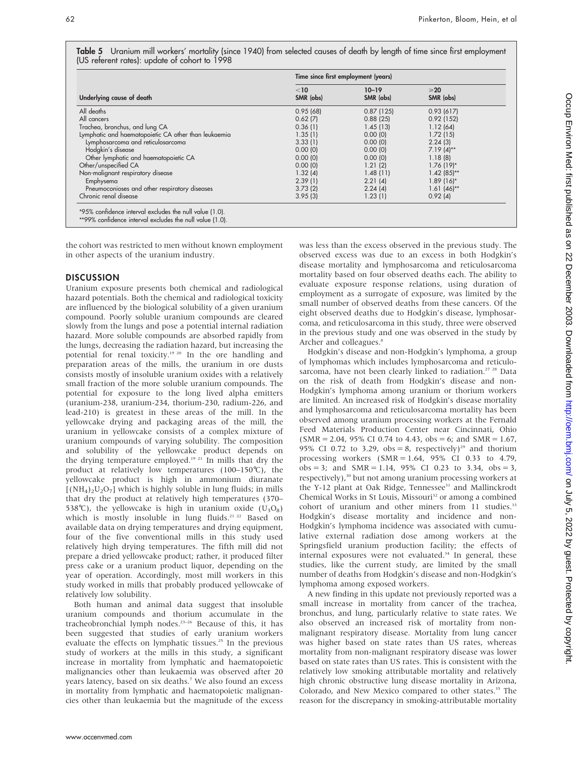**Table 5** Uranium mill workers' mortality (since 1940) from selected causes of death by length of time since first employment (US referent rates): update of cohort to 1998

| Underlying cause of death | Time since first employment (years) | | |
|---|---|---|---|
| | <10 SMR (obs) | 10–19 SMR (obs) | ≥20 SMR (obs) |
| All deaths | 0.95 (68) | 0.87 (125) | 0.93 (617) |
| All cancers | 0.62 (7) | 0.88 (25) | 0.92 (152) |
| Trachea, bronchus, and lung CA | 0.36 (1) | 1.45 (13) | 1.12 (64) |
| Lymphatic and haematopoietic CA other than leukaemia | 1.35 (1) | 0.00 (0) | 1.72 (15) |
| Lymphosarcoma and reticulosarcoma | 3.33 (1) | 0.00 (0) | 2.24 (3) |
| Hodgkin's disease | 0.00 (0) | 0.00 (0) | 7.19 (4)** |
| Other lymphatic and haematopoietic CA | 0.00 (0) | 0.00 (0) | 1.18 (8) |
| Other/unspecified CA | 0.00 (0) | 1.21 (2) | 1.76 (19)* |
| Non-malignant respiratory disease | 1.32 (4) | 1.48 (11) | 1.42 (85)** |
| Emphysema | 2.39 (1) | 2.21 (4) | 1.89 (16)* |
| Pneumoconioses and other respiratory diseases | 3.73 (2) | 2.24 (4) | 1.61 (46)** |
| Chronic renal disease | 3.95 (3) | 1.23 (1) | 0.92 (4) |

*95% confidence interval excludes the null value (1.0).
**99% confidence interval excludes the null value (1.0).

the cohort was restricted to men without known employment in other aspects of the uranium industry.

## DISCUSSION

Uranium exposure presents both chemical and radiological hazard potentials. Both the chemical and radiological toxicity are influenced by the biological solubility of a given uranium compound. Poorly soluble uranium compounds are cleared slowly from the lungs and pose a potential internal radiation hazard. More soluble compounds are absorbed rapidly from the lungs, decreasing the radiation hazard, but increasing the potential for renal toxicity.[19 20] In the ore handling and preparation areas of the mills, the uranium in ore dusts consists mostly of insoluble uranium oxides with a relatively small fraction of the more soluble uranium compounds. The potential for exposure to the long lived alpha emitters (uranium-238, uranium-234, thorium-230, radium-226, and lead-210) is greatest in these areas of the mill. In the yellowcake drying and packaging areas of the mill, the uranium in yellowcake consists of a complex mixture of uranium compounds of varying solubility. The composition and solubility of the yellowcake product depends on the drying temperature employed.[19 21] In mills that dry the product at relatively low temperatures (100–150℃), the yellowcake product is high in ammonium diuranate [$(NH_4)_2U_2O_7$] which is highly soluble in lung fluids; in mills that dry the product at relatively high temperatures (370–538℃), the yellowcake is high in uranium oxide ($U_3O_8$) which is mostly insoluble in lung fluids.[21 22] Based on available data on drying temperatures and drying equipment, four of the five conventional mills in this study used relatively high drying temperatures. The fifth mill did not prepare a dried yellowcake product; rather, it produced filter press cake or a uranium product liquor, depending on the year of operation. Accordingly, most mill workers in this study worked in mills that probably produced yellowcake of relatively low solubility.

Both human and animal data suggest that insoluble uranium compounds and thorium accumulate in the tracheobronchial lymph nodes.[23–26] Because of this, it has been suggested that studies of early uranium workers evaluate the effects on lymphatic tissues.[25] In the previous study of workers at the mills in this study, a significant increase in mortality from lymphatic and haematopoietic malignancies other than leukaemia was observed after 20 years latency, based on six deaths.[7] We also found an excess in mortality from lymphatic and haematopoietic malignancies other than leukaemia but the magnitude of the excess was less than the excess observed in the previous study. The observed excess was due to an excess in both Hodgkin's disease mortality and lymphosarcoma and reticulosarcoma mortality based on four observed deaths each. The ability to evaluate exposure response relations, using duration of employment as a surrogate of exposure, was limited by the small number of observed deaths from these cancers. Of the eight observed deaths due to Hodgkin's disease, lymphosarcoma, and reticulosarcoma in this study, three were observed in the previous study and one was observed in the study by Archer and colleagues.[8]

Hodgkin's disease and non-Hodgkin's lymphoma, a group of lymphomas which includes lymphosarcoma and reticulosarcoma, have not been clearly linked to radiation.[27 28] Data on the risk of death from Hodgkin's disease and non-Hodgkin's lymphoma among uranium or thorium workers are limited. An increased risk of Hodgkin's disease mortality and lymphosarcoma and reticulosarcoma mortality has been observed among uranium processing workers at the Fernald Feed Materials Production Center near Cincinnati, Ohio (SMR = 2.04, 95% CI 0.74 to 4.43, obs = 6; and SMR = 1.67, 95% CI 0.72 to 3.29, obs = 8, respectively)[29] and thorium processing workers (SMR = 1.64, 95% CI 0.33 to 4.79, obs = 3; and SMR = 1.14, 95% CI 0.23 to 3.34, obs = 3, respectively),[30] but not among uranium processing workers at the Y-12 plant at Oak Ridge, Tennessee[31] and Mallinckrodt Chemical Works in St Louis, Missouri[32] or among a combined cohort of uranium and other miners from 11 studies.[33] Hodgkin's disease mortality and incidence and non-Hodgkin's lymphoma incidence was associated with cumulative external radiation dose among workers at the Springsfield uranium production facility; the effects of internal exposures were not evaluated.[34] In general, these studies, like the current study, are limited by the small number of deaths from Hodgkin's disease and non-Hodgkin's lymphoma among exposed workers.

A new finding in this update not previously reported was a small increase in mortality from cancer of the trachea, bronchus, and lung, particularly relative to state rates. We also observed an increased risk of mortality from non-malignant respiratory disease. Mortality from lung cancer was higher based on state rates than US rates, whereas mortality from non-malignant respiratory disease was lower based on state rates than US rates. This is consistent with the relatively low smoking attributable mortality and relatively high chronic obstructive lung disease mortality in Arizona, Colorado, and New Mexico compared to other states.[35] The reason for the discrepancy in smoking-attributable mortality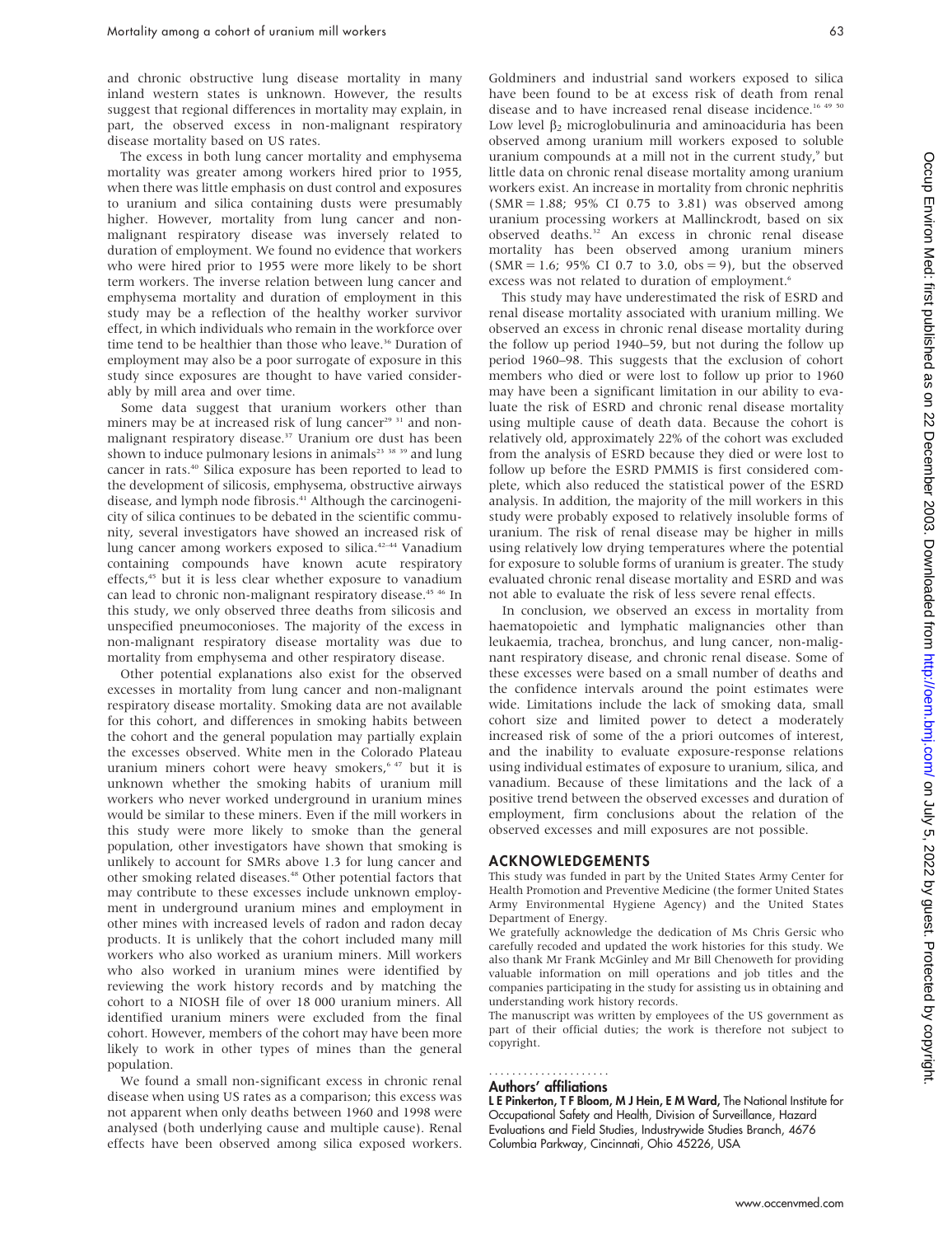and chronic obstructive lung disease mortality in many inland western states is unknown. However, the results suggest that regional differences in mortality may explain, in part, the observed excess in non-malignant respiratory disease mortality based on US rates.

The excess in both lung cancer mortality and emphysema mortality was greater among workers hired prior to 1955, when there was little emphasis on dust control and exposures to uranium and silica containing dusts were presumably higher. However, mortality from lung cancer and non-malignant respiratory disease was inversely related to duration of employment. We found no evidence that workers who were hired prior to 1955 were more likely to be short term workers. The inverse relation between lung cancer and emphysema mortality and duration of employment in this study may be a reflection of the healthy worker survivor effect, in which individuals who remain in the workforce over time tend to be healthier than those who leave.[36] Duration of employment may also be a poor surrogate of exposure in this study since exposures are thought to have varied considerably by mill area and over time.

Some data suggest that uranium workers other than miners may be at increased risk of lung cancer[29 31] and non-malignant respiratory disease.[37] Uranium ore dust has been shown to induce pulmonary lesions in animals[23 38 39] and lung cancer in rats.[40] Silica exposure has been reported to lead to the development of silicosis, emphysema, obstructive airways disease, and lymph node fibrosis.[41] Although the carcinogenicity of silica continues to be debated in the scientific community, several investigators have showed an increased risk of lung cancer among workers exposed to silica.[42–44] Vanadium containing compounds have known acute respiratory effects,[45] but it is less clear whether exposure to vanadium can lead to chronic non-malignant respiratory disease.[45 46] In this study, we only observed three deaths from silicosis and unspecified pneumoconioses. The majority of the excess in non-malignant respiratory disease mortality was due to mortality from emphysema and other respiratory disease.

Other potential explanations also exist for the observed excesses in mortality from lung cancer and non-malignant respiratory disease mortality. Smoking data are not available for this cohort, and differences in smoking habits between the cohort and the general population may partially explain the excesses observed. White men in the Colorado Plateau uranium miners cohort were heavy smokers,[6 47] but it is unknown whether the smoking habits of uranium mill workers who never worked underground in uranium mines would be similar to these miners. Even if the mill workers in this study were more likely to smoke than the general population, other investigators have shown that smoking is unlikely to account for SMRs above 1.3 for lung cancer and other smoking related diseases.[48] Other potential factors that may contribute to these excesses include unknown employment in underground uranium mines and employment in other mines with increased levels of radon and radon decay products. It is unlikely that the cohort included many mill workers who also worked as uranium miners. Mill workers who also worked in uranium mines were identified by reviewing the work history records and by matching the cohort to a NIOSH file of over 18 000 uranium miners. All identified uranium miners were excluded from the final cohort. However, members of the cohort may have been more likely to work in other types of mines than the general population.

We found a small non-significant excess in chronic renal disease when using US rates as a comparison; this excess was not apparent when only deaths between 1960 and 1998 were analysed (both underlying cause and multiple cause). Renal effects have been observed among silica exposed workers. Goldminers and industrial sand workers exposed to silica have been found to be at excess risk of death from renal disease and to have increased renal disease incidence.[16 49 50] Low level $\beta_2$ microglobulinuria and aminoaciduria has been observed among uranium mill workers exposed to soluble uranium compounds at a mill not in the current study,[9] but little data on chronic renal disease mortality among uranium workers exist. An increase in mortality from chronic nephritis (SMR = 1.88; 95% CI 0.75 to 3.81) was observed among uranium processing workers at Mallinckrodt, based on six observed deaths.[32] An excess in chronic renal disease mortality has been observed among uranium miners (SMR = 1.6; 95% CI 0.7 to 3.0, obs = 9), but the observed excess was not related to duration of employment.[6]

This study may have underestimated the risk of ESRD and renal disease mortality associated with uranium milling. We observed an excess in chronic renal disease mortality during the follow up period 1940–59, but not during the follow up period 1960–98. This suggests that the exclusion of cohort members who died or were lost to follow up prior to 1960 may have been a significant limitation in our ability to evaluate the risk of ESRD and chronic renal disease mortality using multiple cause of death data. Because the cohort is relatively old, approximately 22% of the cohort was excluded from the analysis of ESRD because they died or were lost to follow up before the ESRD PMMIS is first considered complete, which also reduced the statistical power of the ESRD analysis. In addition, the majority of the mill workers in this study were probably exposed to relatively insoluble forms of uranium. The risk of renal disease may be higher in mills using relatively low drying temperatures where the potential for exposure to soluble forms of uranium is greater. The study evaluated chronic renal disease mortality and ESRD and was not able to evaluate the risk of less severe renal effects.

In conclusion, we observed an excess in mortality from haematopoietic and lymphatic malignancies other than leukaemia, trachea, bronchus, and lung cancer, non-malignant respiratory disease, and chronic renal disease. Some of these excesses were based on a small number of deaths and the confidence intervals around the point estimates were wide. Limitations include the lack of smoking data, small cohort size and limited power to detect a moderately increased risk of some of the a priori outcomes of interest, and the inability to evaluate exposure-response relations using individual estimates of exposure to uranium, silica, and vanadium. Because of these limitations and the lack of a positive trend between the observed excesses and duration of employment, firm conclusions about the relation of the observed excesses and mill exposures are not possible.

## ACKNOWLEDGEMENTS

This study was funded in part by the United States Army Center for Health Promotion and Preventive Medicine (the former United States Army Environmental Hygiene Agency) and the United States Department of Energy.

We gratefully acknowledge the dedication of Ms Chris Gersic who carefully recoded and updated the work histories for this study. We also thank Mr Frank McGinley and Mr Bill Chenoweth for providing valuable information on mill operations and job titles and the companies participating in the study for assisting us in obtaining and understanding work history records.

The manuscript was written by employees of the US government as part of their official duties; the work is therefore not subject to copyright.

### Authors' affiliations

**L E Pinkerton, T F Bloom, M J Hein, E M Ward,** The National Institute for Occupational Safety and Health, Division of Surveillance, Hazard Evaluations and Field Studies, Industrywide Studies Branch, 4676 Columbia Parkway, Cincinnati, Ohio 45226, USA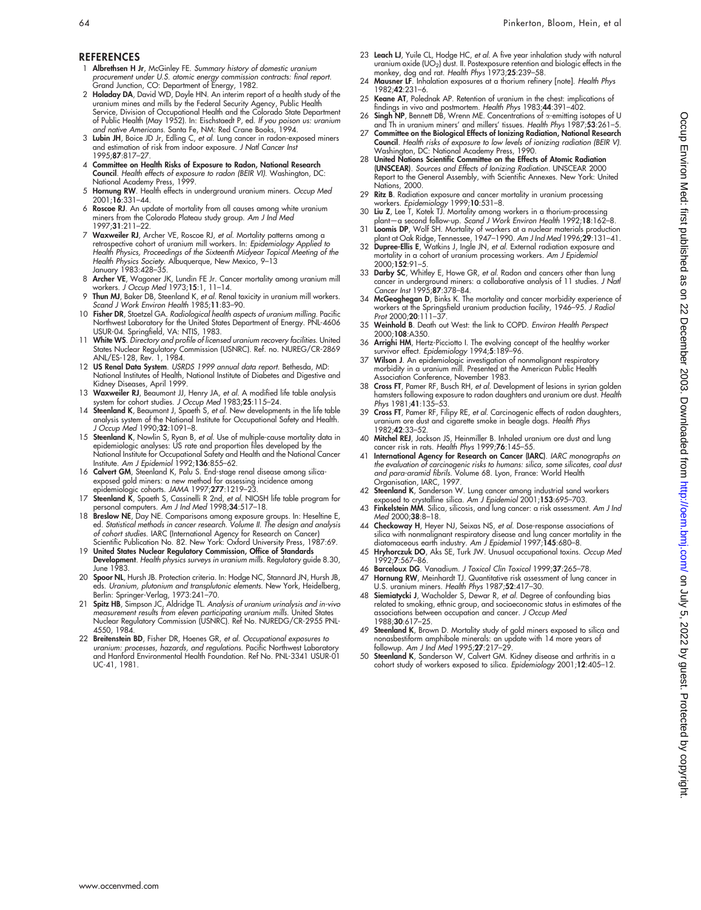## REFERENCES

1. **Albrethsen H Jr**, McGinley FE. *Summary history of domestic uranium procurement under U.S. atomic energy commission contracts: final report.* Grand Junction, CO: Department of Energy, 1982.
2. **Holaday DA**, David WD, Doyle HN. An interim report of a health study of the uranium mines and mills by the Federal Security Agency, Public Health Service, Division of Occupational Health and the Colorado State Department of Public Health (May 1952). In: Eischstaedt P, ed. *If you poison us: uranium and native Americans.* Santa Fe, NM: Red Crane Books, 1994.
3. **Lubin JH**, Boice JD Jr, Edling C, *et al*. Lung cancer in radon-exposed miners and estimation of risk from indoor exposure. *J Natl Cancer Inst* 1995;**87**:817–27.
4. **Committee on Health Risks of Exposure to Radon, National Research Council**. *Health effects of exposure to radon (BEIR VI).* Washington, DC: National Academy Press, 1999.
5. **Hornung RW**. Health effects in underground uranium miners. *Occup Med* 2001;**16**:331–44.
6. **Roscoe RJ**. An update of mortality from all causes among white uranium miners from the Colorado Plateau study group. *Am J Ind Med* 1997;**31**:211–22.
7. **Waxweiler RJ**, Archer VE, Roscoe RJ, *et al*. Mortality patterns among a retrospective cohort of uranium mill workers. In: *Epidemiology Applied to Health Physics, Proceedings of the Sixteenth Midyear Topical Meeting of the Health Physics Society.* Albuquerque, New Mexico, 9–13 January 1983:428–35.
8. **Archer VE**, Wagoner JK, Lundin FE Jr. Cancer mortality among uranium mill workers. *J Occup Med* 1973;**15**:1, 11–14.
9. **Thun MJ**, Baker DB, Steenland K, *et al*. Renal toxicity in uranium mill workers. *Scand J Work Environ Health* 1985;**11**:83–90.
10. **Fisher DR**, Stoetzel GA. *Radiological health aspects of uranium milling.* Pacific Northwest Laboratory for the United States Department of Energy. PNL-4606 USUR-04. Springfield, VA: NTIS, 1983.
11. **White WS**. *Directory and profile of licensed uranium recovery facilities.* United States Nuclear Regulatory Commission (USNRC). Ref. no. NUREG/CR-2869 ANL/ES-128, Rev. 1, 1984.
12. **US Renal Data System**. *USRDS 1999 annual data report.* Bethesda, MD: National Institutes of Health, National Institute of Diabetes and Digestive and Kidney Diseases, April 1999.
13. **Waxweiler RJ**, Beaumont JJ, Henry JA, *et al*. A modified life table analysis system for cohort studies. *J Occup Med* 1983;**25**:115–24.
14. **Steenland K**, Beaumont J, Spaeth S, *et al*. New developments in the life table analysis system of the National Institute for Occupational Safety and Health. *J Occup Med* 1990;**32**:1091–8.
15. **Steenland K**, Nowlin S, Ryan B, *et al*. Use of multiple-cause mortality data in epidemiologic analyses: US rate and proportion files developed by the National Institute for Occupational Safety and Health and the National Cancer Institute. *Am J Epidemiol* 1992;**136**:855–62.
16. **Calvert GM**, Steenland K, Palu S. End-stage renal disease among silica-exposed gold miners: a new method for assessing incidence among epidemiologic cohorts. *JAMA* 1997;**277**:1219–23.
17. **Steenland K**, Spaeth S, Cassinelli R 2nd, *et al*. NIOSH life table program for personal computers. *Am J Ind Med* 1998;**34**:517–18.
18. **Breslow NE**, Day NE. Comparisons among exposure groups. In: Heseltine E, ed. *Statistical methods in cancer research. Volume II. The design and analysis of cohort studies.* IARC (International Agency for Research on Cancer) Scientific Publication No. 82. New York: Oxford University Press, 1987:69.
19. **United States Nuclear Regulatory Commission, Office of Standards Development**. *Health physics surveys in uranium mills.* Regulatory guide 8.30, June 1983.
20. **Spoor NL**, Hursh JB. Protection criteria. In: Hodge NC, Stannard JN, Hursh JB, eds. *Uranium, plutonium and transplutonic elements.* New York, Heidelberg, Berlin: Springer-Verlag, 1973:241–70.
21. **Spitz HB**, Simpson JC, Aldridge TL. *Analysis of uranium urinalysis and in-vivo measurement results from eleven participating uranium mills.* United States Nuclear Regulatory Commission (USNRC). Ref No. NUREDG/CR-2955 PNL-4550, 1984.
22. **Breitenstein BD**, Fisher DR, Hoenes GR, *et al*. *Occupational exposures to uranium: processes, hazards, and regulations.* Pacific Northwest Laboratory and Hanford Environmental Health Foundation. Ref No. PNL-3341 USUR-01 UC-41, 1981.
23. **Leach LJ**, Yuile CL, Hodge HC, *et al*. A five year inhalation study with natural uranium oxide ($UO_2$) dust. II. Postexposure retention and biologic effects in the monkey, dog and rat. *Health Phys* 1973;**25**:239–58.
24. **Mausner LF**. Inhalation exposures at a thorium refinery [note]. *Health Phys* 1982;**42**:231–6.
25. **Keane AT**, Polednak AP. Retention of uranium in the chest: implications of findings in vivo and postmortem. *Health Phys* 1983;**44**:391–402.
26. **Singh NP**, Bennett DB, Wrenn ME. Concentrations of $\alpha$-emitting isotopes of U and Th in uranium miners' and millers' tissues. *Health Phys* 1987;**53**:261–5.
27. **Committee on the Biological Effects of Ionizing Radiation, National Research Council**. *Health risks of exposure to low levels of ionizing radiation (BEIR V).* Washington, DC: National Academy Press, 1990.
28. **United Nations Scientific Committee on the Effects of Atomic Radiation (UNSCEAR)**. *Sources and Effects of Ionizing Radiation.* UNSCEAR 2000 Report to the General Assembly, with Scientific Annexes. New York: United Nations, 2000.
29. **Ritz B**. Radiation exposure and cancer mortality in uranium processing workers. *Epidemiology* 1999;**10**:531–8.
30. **Liu Z**, Lee T, Kotek TJ. Mortality among workers in a thorium-processing plant—a second follow-up. *Scand J Work Environ Health* 1992;**18**:162–8.
31. **Loomis DP**, Wolf SH. Mortality of workers at a nuclear materials production plant at Oak Ridge, Tennessee, 1947–1990. *Am J Ind Med* 1996;**29**:131–41.
32. **Dupree-Ellis E**, Watkins J, Ingle JN, *et al*. External radiation exposure and mortality in a cohort of uranium processing workers. *Am J Epidemiol* 2000;**152**:91–5.
33. **Darby SC**, Whitley E, Howe GR, *et al*. Radon and cancers other than lung cancer in underground miners: a collaborative analysis of 11 studies. *J Natl Cancer Inst* 1995;**87**:378–84.
34. **McGeoghegan D**, Binks K. The mortality and cancer morbidity experience of workers at the Springsfield uranium production facility, 1946–95. *J Radiol Prot* 2000;**20**:111–37.
35. **Weinhold B**. Death out West: the link to COPD. *Environ Health Perspect* 2000;**108**:A350.
36. **Arrighi HM**, Hertz-Picciotto I. The evolving concept of the healthy worker survivor effect. *Epidemiology* 1994;**5**:189–96.
37. **Wilson J**. An epidemiologic investigation of nonmalignant respiratory morbidity in a uranium mill. Presented at the American Public Health Association Conference, November 1983.
38. **Cross FT**, Pamer RF, Busch RH, *et al*. Development of lesions in syrian golden hamsters following exposure to radon daughters and uranium ore dust. *Health Phys* 1981;**41**:135–53.
39. **Cross FT**, Pamer RF, Filipy RE, *et al*. Carcinogenic effects of radon daughters, uranium ore dust and cigarette smoke in beagle dogs. *Health Phys* 1982;**42**:33–52.
40. **Mitchel REJ**, Jackson JS, Heinmiller B. Inhaled uranium ore dust and lung cancer risk in rats. *Health Phys* 1999;**76**:145–55.
41. **International Agency for Research on Cancer (IARC)**. *IARC monographs on the evaluation of carcinogenic risks to humans: silica, some silicates, coal dust and para-aramid fibrils.* Volume 68. Lyon, France: World Health Organisation, IARC, 1997.
42. **Steenland K**, Sanderson W. Lung cancer among industrial sand workers exposed to crystalline silica. *Am J Epidemiol* 2001;**153**:695–703.
43. **Finkelstein MM**. Silica, silicosis, and lung cancer: a risk assessment. *Am J Ind Med* 2000;**38**:8–18.
44. **Checkoway H**, Heyer NJ, Seixas NS, *et al*. Dose-response associations of silica with nonmalignant respiratory disease and lung cancer mortality in the diatomaceous earth industry. *Am J Epidemiol* 1997;**145**:680–8.
45. **Hryhorczuk DO**, Aks SE, Turk JW. Unusual occupational toxins. *Occup Med* 1992;**7**:567–86.
46. **Barceloux DG**. Vanadium. *J Toxicol Clin Toxicol* 1999;**37**:265–78.
47. **Hornung RW**, Meinhardt TJ. Quantitative risk assessment of lung cancer in U.S. uranium miners. *Health Phys* 1987;**52**:417–30.
48. **Siemiatycki J**, Wacholder S, Dewar R, *et al*. Degree of confounding bias related to smoking, ethnic group, and socioeconomic status in estimates of the associations between occupation and cancer. *J Occup Med* 1988;**30**:617–25.
49. **Steenland K**, Brown D. Mortality study of gold miners exposed to silica and nonasbestiform amphibole minerals: an update with 14 more years of followup. *Am J Ind Med* 1995;**27**:217–29.
50. **Steenland K**, Sanderson W, Calvert GM. Kidney disease and arthritis in a cohort study of workers exposed to silica. *Epidemiology* 2001;**12**:405–12.